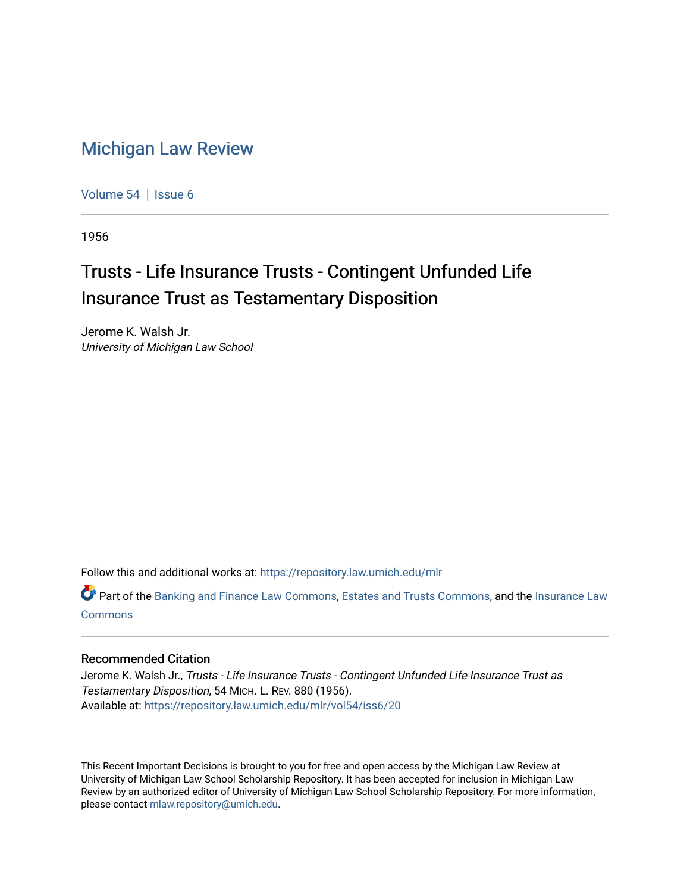# Michigan Law Review

Volume 54 | Issue 6

1956

## Trusts - Life Insurance Trusts - Contingent Unfunded Life Insurance Trust as Testamentary Disposition

Jerome K. Walsh Jr.
*University of Michigan Law School*

Follow this and additional works at: https://repository.law.umich.edu/mlr

Part of the Banking and Finance Law Commons, Estates and Trusts Commons, and the Insurance Law Commons

### Recommended Citation

Jerome K. Walsh Jr., *Trusts - Life Insurance Trusts - Contingent Unfunded Life Insurance Trust as Testamentary Disposition*, 54 MICH. L. REV. 880 (1956).
Available at: https://repository.law.umich.edu/mlr/vol54/iss6/20

This Recent Important Decisions is brought to you for free and open access by the Michigan Law Review at University of Michigan Law School Scholarship Repository. It has been accepted for inclusion in Michigan Law Review by an authorized editor of University of Michigan Law School Scholarship Repository. For more information, please contact mlaw.repository@umich.edu.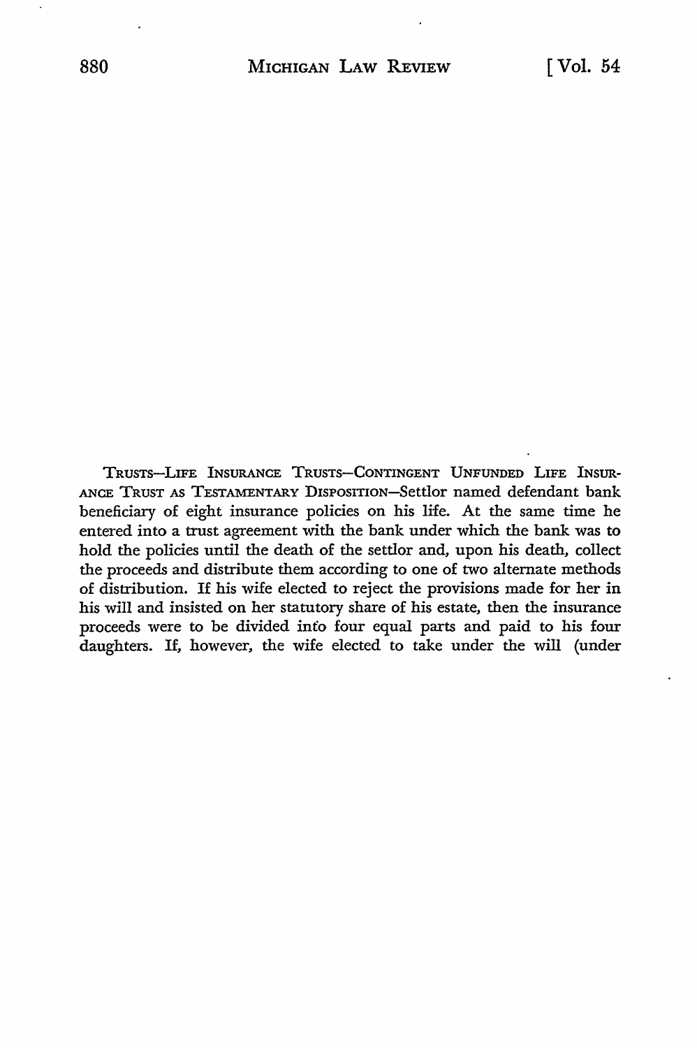TRUSTS—LIFE INSURANCE TRUSTS—CONTINGENT UNFUNDED LIFE INSURANCE TRUST AS TESTAMENTARY DISPOSITION—Settlor named defendant bank beneficiary of eight insurance policies on his life. At the same time he entered into a trust agreement with the bank under which the bank was to hold the policies until the death of the settlor and, upon his death, collect the proceeds and distribute them according to one of two alternate methods of distribution. If his wife elected to reject the provisions made for her in his will and insisted on her statutory share of his estate, then the insurance proceeds were to be divided into four equal parts and paid to his four daughters. If, however, the wife elected to take under the will (under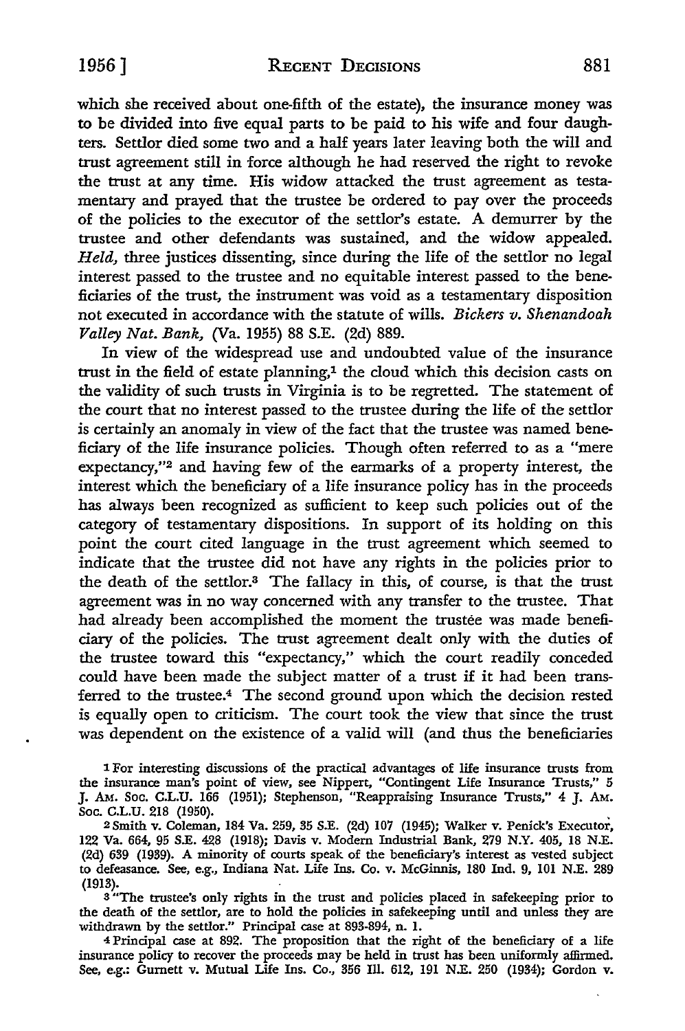which she received about one-fifth of the estate), the insurance money was to be divided into five equal parts to be paid to his wife and four daughters. Settlor died some two and a half years later leaving both the will and trust agreement still in force although he had reserved the right to revoke the trust at any time. His widow attacked the trust agreement as testamentary and prayed that the trustee be ordered to pay over the proceeds of the policies to the executor of the settlor's estate. A demurrer by the trustee and other defendants was sustained, and the widow appealed. *Held,* three justices dissenting, since during the life of the settlor no legal interest passed to the trustee and no equitable interest passed to the beneficiaries of the trust, the instrument was void as a testamentary disposition not executed in accordance with the statute of wills. *Bickers v. Shenandoah Valley Nat. Bank,* (Va. 1955) 88 S.E. (2d) 889.

In view of the widespread use and undoubted value of the insurance trust in the field of estate planning,[1] the cloud which this decision casts on the validity of such trusts in Virginia is to be regretted. The statement of the court that no interest passed to the trustee during the life of the settlor is certainly an anomaly in view of the fact that the trustee was named beneficiary of the life insurance policies. Though often referred to as a "mere expectancy,"[2] and having few of the earmarks of a property interest, the interest which the beneficiary of a life insurance policy has in the proceeds has always been recognized as sufficient to keep such policies out of the category of testamentary dispositions. In support of its holding on this point the court cited language in the trust agreement which seemed to indicate that the trustee did not have any rights in the policies prior to the death of the settlor.[3] The fallacy in this, of course, is that the trust agreement was in no way concerned with any transfer to the trustee. That had already been accomplished the moment the trustee was made beneficiary of the policies. The trust agreement dealt only with the duties of the trustee toward this "expectancy," which the court readily conceded could have been made the subject matter of a trust if it had been transferred to the trustee.[4] The second ground upon which the decision rested is equally open to criticism. The court took the view that since the trust was dependent on the existence of a valid will (and thus the beneficiaries

[1] For interesting discussions of the practical advantages of life insurance trusts from the insurance man's point of view, see Nippert, "Contingent Life Insurance Trusts," 5 J. Am. Soc. C.L.U. 166 (1951); Stephenson, "Reappraising Insurance Trusts," 4 J. Am. Soc. C.L.U. 218 (1950).

[2] Smith v. Coleman, 184 Va. 259, 35 S.E. (2d) 107 (1945); Walker v. Penick's Executor, 122 Va. 664, 95 S.E. 428 (1918); Davis v. Modern Industrial Bank, 279 N.Y. 405, 18 N.E. (2d) 639 (1939). A minority of courts speak of the beneficiary's interest as vested subject to defeasance. See, e.g., Indiana Nat. Life Ins. Co. v. McGinnis, 180 Ind. 9, 101 N.E. 289 (1913).

[3] "The trustee's only rights in the trust and policies placed in safekeeping prior to the death of the settlor, are to hold the policies in safekeeping until and unless they are withdrawn by the settlor." Principal case at 893-894, n. 1.

[4] Principal case at 892. The proposition that the right of the beneficiary of a life insurance policy to recover the proceeds may be held in trust has been uniformly affirmed. See, e.g.: Gurnett v. Mutual Life Ins. Co., 356 Ill. 612, 191 N.E. 250 (1934); Gordon v.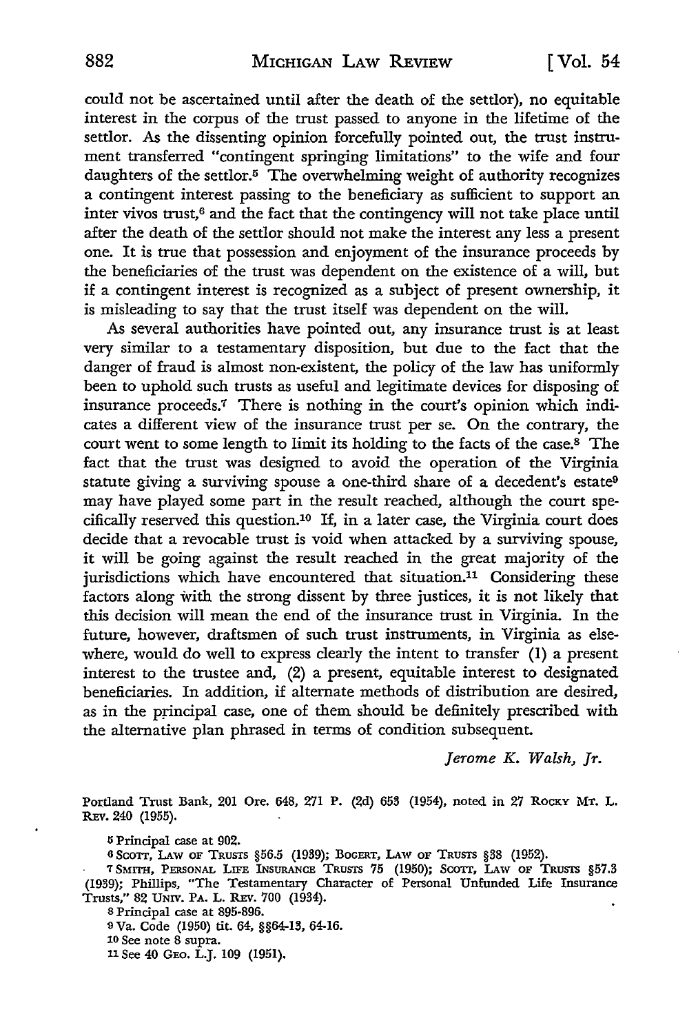could not be ascertained until after the death of the settlor), no equitable interest in the corpus of the trust passed to anyone in the lifetime of the settlor. As the dissenting opinion forcefully pointed out, the trust instrument transferred "contingent springing limitations" to the wife and four daughters of the settlor.[5] The overwhelming weight of authority recognizes a contingent interest passing to the beneficiary as sufficient to support an inter vivos trust,[6] and the fact that the contingency will not take place until after the death of the settlor should not make the interest any less a present one. It is true that possession and enjoyment of the insurance proceeds by the beneficiaries of the trust was dependent on the existence of a will, but if a contingent interest is recognized as a subject of present ownership, it is misleading to say that the trust itself was dependent on the will.

As several authorities have pointed out, any insurance trust is at least very similar to a testamentary disposition, but due to the fact that the danger of fraud is almost non-existent, the policy of the law has uniformly been to uphold such trusts as useful and legitimate devices for disposing of insurance proceeds.[7] There is nothing in the court's opinion which indicates a different view of the insurance trust per se. On the contrary, the court went to some length to limit its holding to the facts of the case.[8] The fact that the trust was designed to avoid the operation of the Virginia statute giving a surviving spouse a one-third share of a decedent's estate[9] may have played some part in the result reached, although the court specifically reserved this question.[10] If, in a later case, the Virginia court does decide that a revocable trust is void when attacked by a surviving spouse, it will be going against the result reached in the great majority of the jurisdictions which have encountered that situation.[11] Considering these factors along with the strong dissent by three justices, it is not likely that this decision will mean the end of the insurance trust in Virginia. In the future, however, draftsmen of such trust instruments, in Virginia as elsewhere, would do well to express clearly the intent to transfer (1) a present interest to the trustee and, (2) a present, equitable interest to designated beneficiaries. In addition, if alternate methods of distribution are desired, as in the principal case, one of them should be definitely prescribed with the alternative plan phrased in terms of condition subsequent.

*Jerome K. Walsh, Jr.*

---

Portland Trust Bank, 201 Ore. 648, 271 P. (2d) 653 (1954), noted in 27 Rocky Mt. L. Rev. 240 (1955).

[5] Principal case at 902.

[6] Scott, Law of Trusts §56.5 (1939); Bogert, Law of Trusts §38 (1952).

[7] Smith, Personal Life Insurance Trusts 75 (1950); Scott, Law of Trusts §57.3 (1939); Phillips, "The Testamentary Character of Personal Unfunded Life Insurance Trusts," 82 Univ. Pa. L. Rev. 700 (1934).

[8] Principal case at 895-896.

[9] Va. Code (1950) tit. 64, §§64-13, 64-16.

[10] See note 8 supra.

[11] See 40 Geo. L.J. 109 (1951).